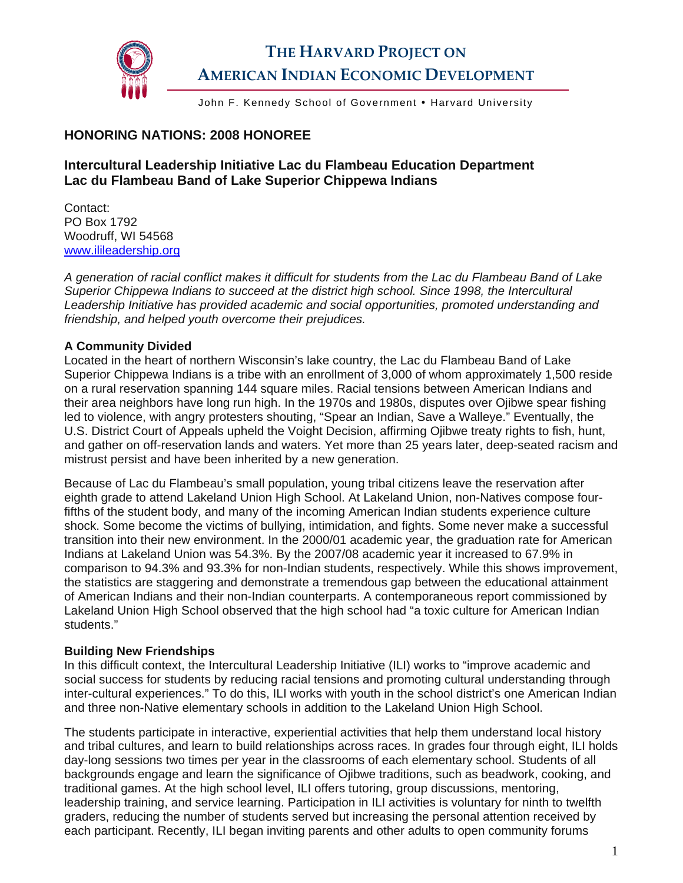# THE HARVARD PROJECT ON AMERICAN INDIAN ECONOMIC DEVELOPMENT

John F. Kennedy School of Government • Harvard University

## HONORING NATIONS: 2008 HONOREE

### Intercultural Leadership Initiative Lac du Flambeau Education Department
### Lac du Flambeau Band of Lake Superior Chippewa Indians

Contact:
PO Box 1792
Woodruff, WI 54568
www.ilileadership.org

*A generation of racial conflict makes it difficult for students from the Lac du Flambeau Band of Lake Superior Chippewa Indians to succeed at the district high school. Since 1998, the Intercultural Leadership Initiative has provided academic and social opportunities, promoted understanding and friendship, and helped youth overcome their prejudices.*

**A Community Divided**

Located in the heart of northern Wisconsin's lake country, the Lac du Flambeau Band of Lake Superior Chippewa Indians is a tribe with an enrollment of 3,000 of whom approximately 1,500 reside on a rural reservation spanning 144 square miles. Racial tensions between American Indians and their area neighbors have long run high. In the 1970s and 1980s, disputes over Ojibwe spear fishing led to violence, with angry protesters shouting, "Spear an Indian, Save a Walleye." Eventually, the U.S. District Court of Appeals upheld the Voight Decision, affirming Ojibwe treaty rights to fish, hunt, and gather on off-reservation lands and waters. Yet more than 25 years later, deep-seated racism and mistrust persist and have been inherited by a new generation.

Because of Lac du Flambeau's small population, young tribal citizens leave the reservation after eighth grade to attend Lakeland Union High School. At Lakeland Union, non-Natives compose four-fifths of the student body, and many of the incoming American Indian students experience culture shock. Some become the victims of bullying, intimidation, and fights. Some never make a successful transition into their new environment. In the 2000/01 academic year, the graduation rate for American Indians at Lakeland Union was 54.3%. By the 2007/08 academic year it increased to 67.9% in comparison to 94.3% and 93.3% for non-Indian students, respectively. While this shows improvement, the statistics are staggering and demonstrate a tremendous gap between the educational attainment of American Indians and their non-Indian counterparts. A contemporaneous report commissioned by Lakeland Union High School observed that the high school had "a toxic culture for American Indian students."

**Building New Friendships**

In this difficult context, the Intercultural Leadership Initiative (ILI) works to "improve academic and social success for students by reducing racial tensions and promoting cultural understanding through inter-cultural experiences." To do this, ILI works with youth in the school district's one American Indian and three non-Native elementary schools in addition to the Lakeland Union High School.

The students participate in interactive, experiential activities that help them understand local history and tribal cultures, and learn to build relationships across races. In grades four through eight, ILI holds day-long sessions two times per year in the classrooms of each elementary school. Students of all backgrounds engage and learn the significance of Ojibwe traditions, such as beadwork, cooking, and traditional games. At the high school level, ILI offers tutoring, group discussions, mentoring, leadership training, and service learning. Participation in ILI activities is voluntary for ninth to twelfth graders, reducing the number of students served but increasing the personal attention received by each participant. Recently, ILI began inviting parents and other adults to open community forums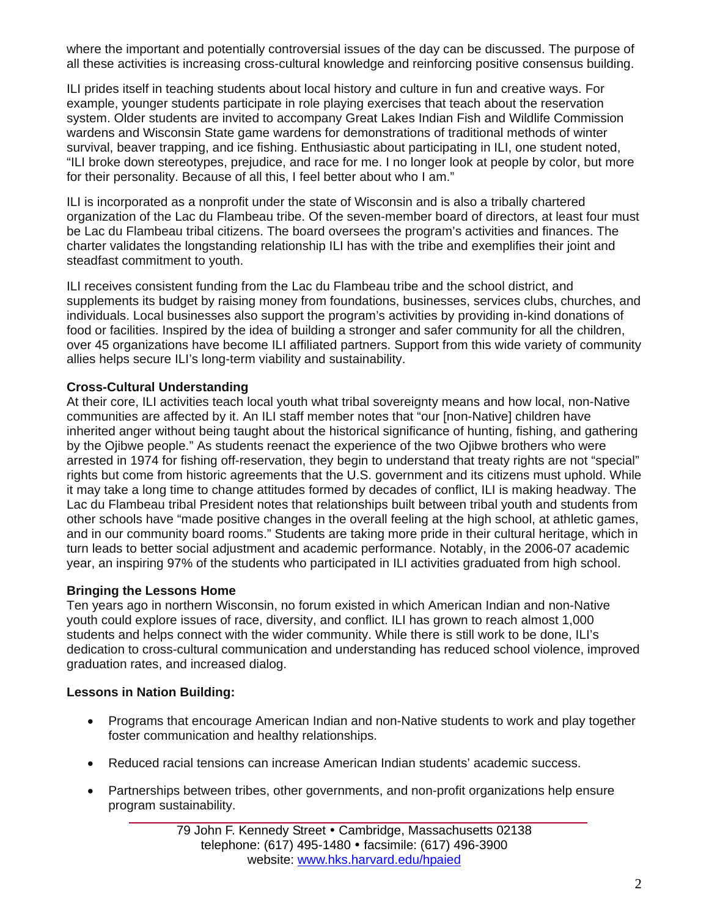where the important and potentially controversial issues of the day can be discussed. The purpose of all these activities is increasing cross-cultural knowledge and reinforcing positive consensus building.

ILI prides itself in teaching students about local history and culture in fun and creative ways. For example, younger students participate in role playing exercises that teach about the reservation system. Older students are invited to accompany Great Lakes Indian Fish and Wildlife Commission wardens and Wisconsin State game wardens for demonstrations of traditional methods of winter survival, beaver trapping, and ice fishing. Enthusiastic about participating in ILI, one student noted, "ILI broke down stereotypes, prejudice, and race for me. I no longer look at people by color, but more for their personality. Because of all this, I feel better about who I am."

ILI is incorporated as a nonprofit under the state of Wisconsin and is also a tribally chartered organization of the Lac du Flambeau tribe. Of the seven-member board of directors, at least four must be Lac du Flambeau tribal citizens. The board oversees the program's activities and finances. The charter validates the longstanding relationship ILI has with the tribe and exemplifies their joint and steadfast commitment to youth.

ILI receives consistent funding from the Lac du Flambeau tribe and the school district, and supplements its budget by raising money from foundations, businesses, services clubs, churches, and individuals. Local businesses also support the program's activities by providing in-kind donations of food or facilities. Inspired by the idea of building a stronger and safer community for all the children, over 45 organizations have become ILI affiliated partners. Support from this wide variety of community allies helps secure ILI's long-term viability and sustainability.

**Cross-Cultural Understanding**

At their core, ILI activities teach local youth what tribal sovereignty means and how local, non-Native communities are affected by it. An ILI staff member notes that "our [non-Native] children have inherited anger without being taught about the historical significance of hunting, fishing, and gathering by the Ojibwe people." As students reenact the experience of the two Ojibwe brothers who were arrested in 1974 for fishing off-reservation, they begin to understand that treaty rights are not "special" rights but come from historic agreements that the U.S. government and its citizens must uphold. While it may take a long time to change attitudes formed by decades of conflict, ILI is making headway. The Lac du Flambeau tribal President notes that relationships built between tribal youth and students from other schools have "made positive changes in the overall feeling at the high school, at athletic games, and in our community board rooms." Students are taking more pride in their cultural heritage, which in turn leads to better social adjustment and academic performance. Notably, in the 2006-07 academic year, an inspiring 97% of the students who participated in ILI activities graduated from high school.

**Bringing the Lessons Home**

Ten years ago in northern Wisconsin, no forum existed in which American Indian and non-Native youth could explore issues of race, diversity, and conflict. ILI has grown to reach almost 1,000 students and helps connect with the wider community. While there is still work to be done, ILI's dedication to cross-cultural communication and understanding has reduced school violence, improved graduation rates, and increased dialog.

**Lessons in Nation Building:**

- Programs that encourage American Indian and non-Native students to work and play together foster communication and healthy relationships.
- Reduced racial tensions can increase American Indian students' academic success.
- Partnerships between tribes, other governments, and non-profit organizations help ensure program sustainability.

79 John F. Kennedy Street • Cambridge, Massachusetts 02138
telephone: (617) 495-1480 • facsimile: (617) 496-3900
website: www.hks.harvard.edu/hpaied